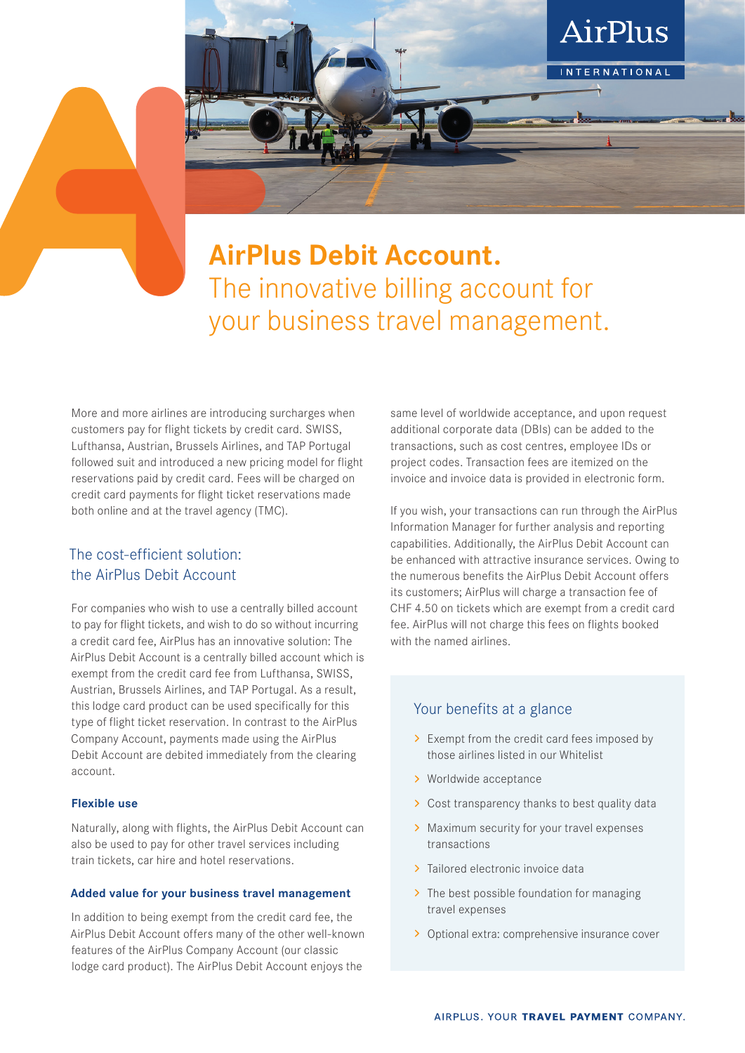# AirPlus Debit Account.

## The innovative billing account for your business travel management.

More and more airlines are introducing surcharges when customers pay for flight tickets by credit card. SWISS, Lufthansa, Austrian, Brussels Airlines, and TAP Portugal followed suit and introduced a new pricing model for flight reservations paid by credit card. Fees will be charged on credit card payments for flight ticket reservations made both online and at the travel agency (TMC).

## The cost-efficient solution: the AirPlus Debit Account

For companies who wish to use a centrally billed account to pay for flight tickets, and wish to do so without incurring a credit card fee, AirPlus has an innovative solution: The AirPlus Debit Account is a centrally billed account which is exempt from the credit card fee from Lufthansa, SWISS, Austrian, Brussels Airlines, and TAP Portugal. As a result, this lodge card product can be used specifically for this type of flight ticket reservation. In contrast to the AirPlus Company Account, payments made using the AirPlus Debit Account are debited immediately from the clearing account.

### Flexible use

Naturally, along with flights, the AirPlus Debit Account can also be used to pay for other travel services including train tickets, car hire and hotel reservations.

### Added value for your business travel management

In addition to being exempt from the credit card fee, the AirPlus Debit Account offers many of the other well-known features of the AirPlus Company Account (our classic lodge card product). The AirPlus Debit Account enjoys the same level of worldwide acceptance, and upon request additional corporate data (DBIs) can be added to the transactions, such as cost centres, employee IDs or project codes. Transaction fees are itemized on the invoice and invoice data is provided in electronic form.

If you wish, your transactions can run through the AirPlus Information Manager for further analysis and reporting capabilities. Additionally, the AirPlus Debit Account can be enhanced with attractive insurance services. Owing to the numerous benefits the AirPlus Debit Account offers its customers; AirPlus will charge a transaction fee of CHF 4.50 on tickets which are exempt from a credit card fee. AirPlus will not charge this fees on flights booked with the named airlines.

## Your benefits at a glance

- Exempt from the credit card fees imposed by those airlines listed in our Whitelist
- Worldwide acceptance
- Cost transparency thanks to best quality data
- Maximum security for your travel expenses transactions
- Tailored electronic invoice data
- The best possible foundation for managing travel expenses
- Optional extra: comprehensive insurance cover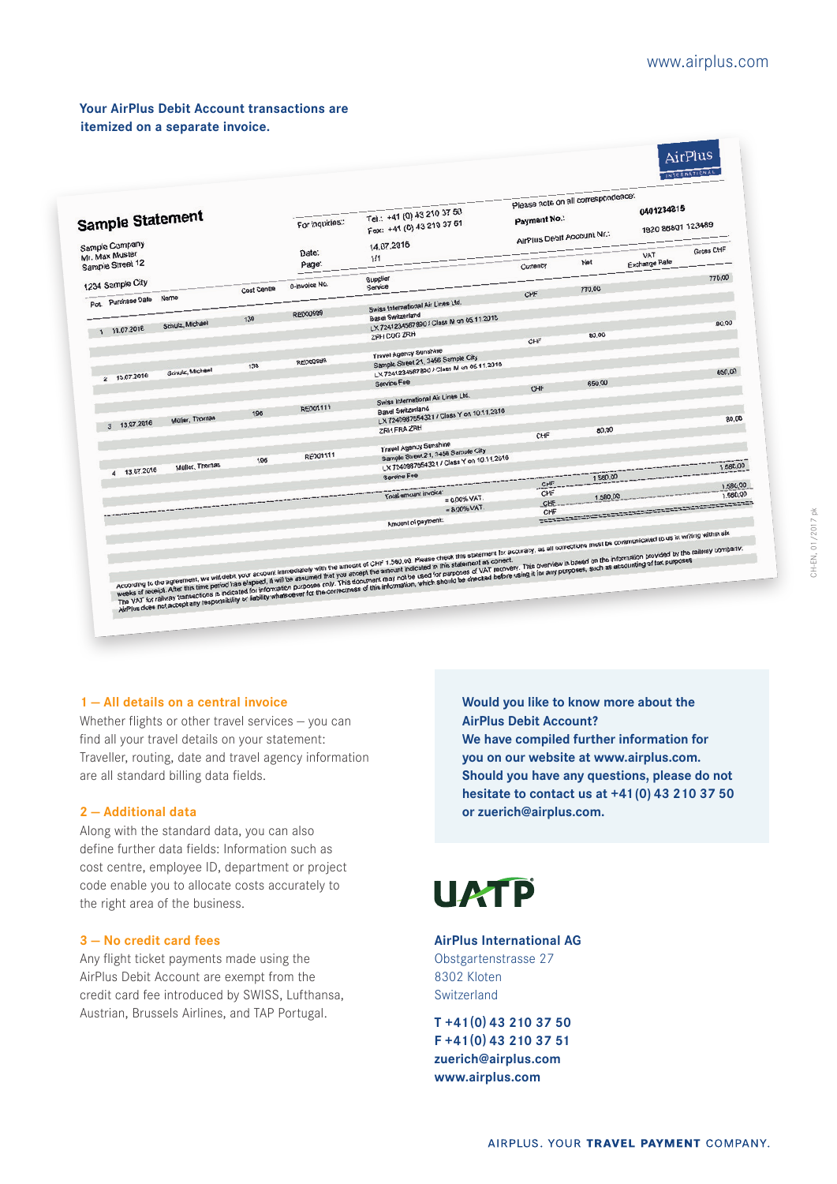www.airplus.com

**Your AirPlus Debit Account transactions are itemized on a separate invoice.**

## Sample Statement

Sample Company
Mr. Max Muster
Sample Street 12

1234 Sample City

For inquiries: Tel.: +41 (0) 43 210 37 50
Fax: +41 (0) 43 210 37 51

Date: 14.07.2016
Page: 1/1

Please note on all correspondence:
Payment No.: 0401234815
AirPlus Debit Account Nr.: 1920 86801 123489

| Pos. | Purchase Date | Name | Cost Centre | E-Invoice No. | Supplier Service | Currency | Net | VAT Exchange Rate | Gross CHF |
|---|---|---|---|---|---|---|---|---|---|
| 1 | 13.07.2016 | Schulz, Michael | 138 | RE000999 | Swiss International Air Lines Ltd. Basel Switzerland LX 7241234567890 / Class M on 05.11.2016 ZRH CDG ZRH | CHF | 770,00 | | 770,00 |
| 2 | 13.07.2016 | Schulz, Michael | 138 | RE000999 | Travel Agency Sunshine Sample Street 21, 3456 Sample City LX 7241234567890 / Class M on 05.11.2016 Service Fee | CHF | 80,00 | | 80,00 |
| 3 | 13.07.2016 | Müller, Thomas | 196 | RE001111 | Swiss International Air Lines Ltd. Basel Switzerland LX 7240987654321 / Class Y on 10.11.2016 ZRH FRA ZRH | CHF | 650,00 | | 650,00 |
| 4 | 13.07.2016 | Müller, Thomas | 196 | RE001111 | Travel Agency Sunshine Sample Street 21, 3456 Sample City LX 7240987654321 / Class Y on 10.11.2016 Service Fee | CHF | 80,00 | | 80,00 |
| | | | | | Total amount invoice: | CHF | 1.580,00 | | 1.580,00 |
| | | | | | = 0,00% VAT | CHF | 1.580,00 | | 1.580,00 |
| | | | | | = 8,00% VAT | CHF | | | |
| | | | | | Amount of payment: | CHF | | | 1.580,00 |

According to the agreement, we will debit your account immediately with the amount of CHF 1.580,00. Please check this statement for accuracy, as all corrections must be communicated to us in writing within six weeks of receipt. After this time period has elapsed, it will be assumed that you accept the amount indicated in this statement as correct.
The VAT for railway transactions is indicated for information purposes only. This document may not be used for purposes of VAT recovery. This overview is based on the information provided by the railway company. AirPlus does not accept any responsibility or liability whatsoever for the correctness of this information, which should be checked before using it for any purposes, such as accounting of tax purposes.

### 1 – All details on a central invoice

Whether flights or other travel services – you can find all your travel details on your statement: Traveller, routing, date and travel agency information are all standard billing data fields.

### 2 – Additional data

Along with the standard data, you can also define further data fields: Information such as cost centre, employee ID, department or project code enable you to allocate costs accurately to the right area of the business.

### 3 – No credit card fees

Any flight ticket payments made using the AirPlus Debit Account are exempt from the credit card fee introduced by SWISS, Lufthansa, Austrian, Brussels Airlines, and TAP Portugal.

**Would you like to know more about the AirPlus Debit Account? We have compiled further information for you on our website at www.airplus.com. Should you have any questions, please do not hesitate to contact us at +41 (0) 43 210 37 50 or zuerich@airplus.com.**

UATP

**AirPlus International AG**
Obstgartenstrasse 27
8302 Kloten
Switzerland

**T +41 (0) 43 210 37 50**
**F +41 (0) 43 210 37 51**
**zuerich@airplus.com**
**www.airplus.com**

CH-EN, 01/2017 pk

AIRPLUS. YOUR **TRAVEL PAYMENT** COMPANY.